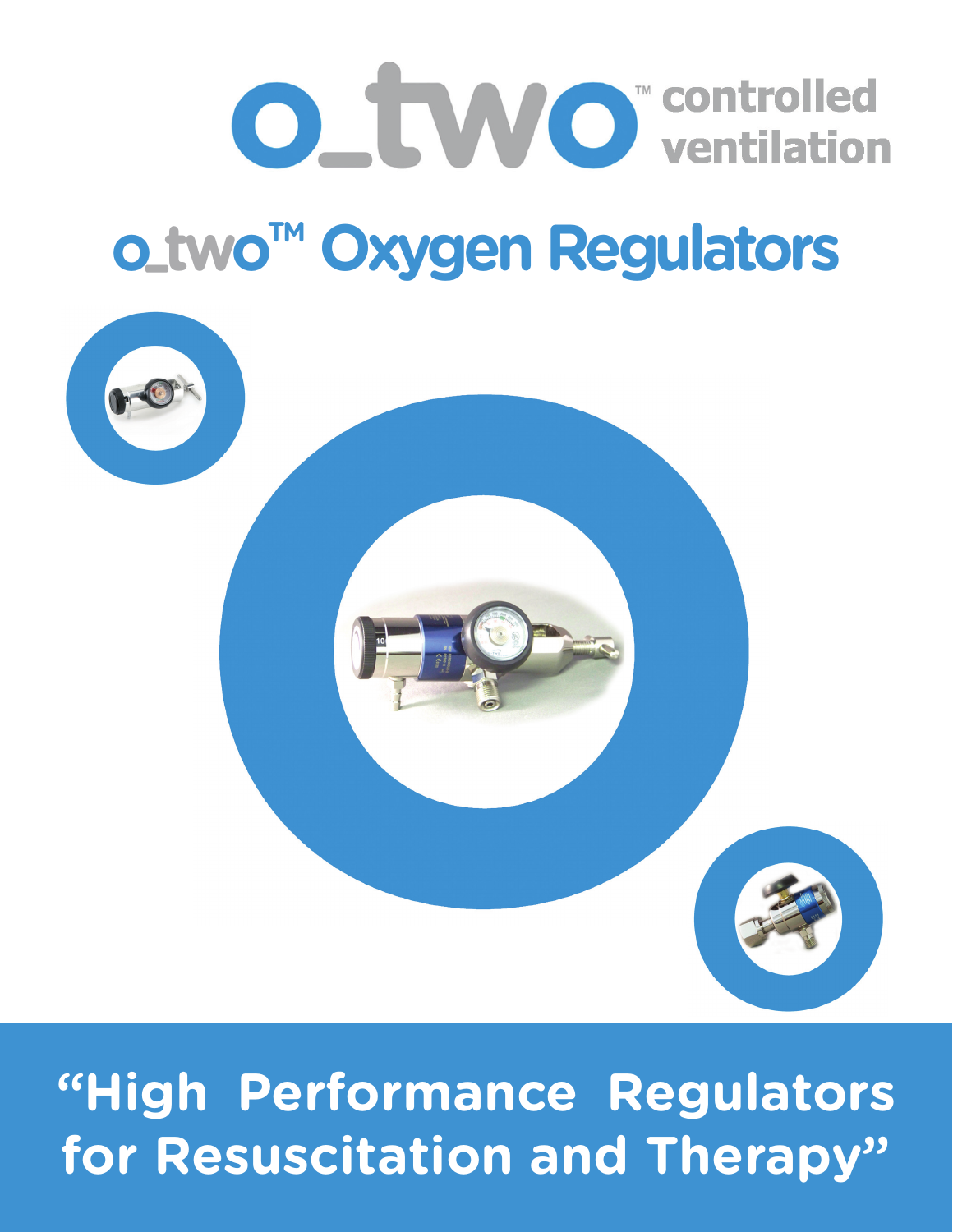o_two™ controlled ventilation

# o_two™ Oxygen Regulators

**"High Performance Regulators for Resuscitation and Therapy"**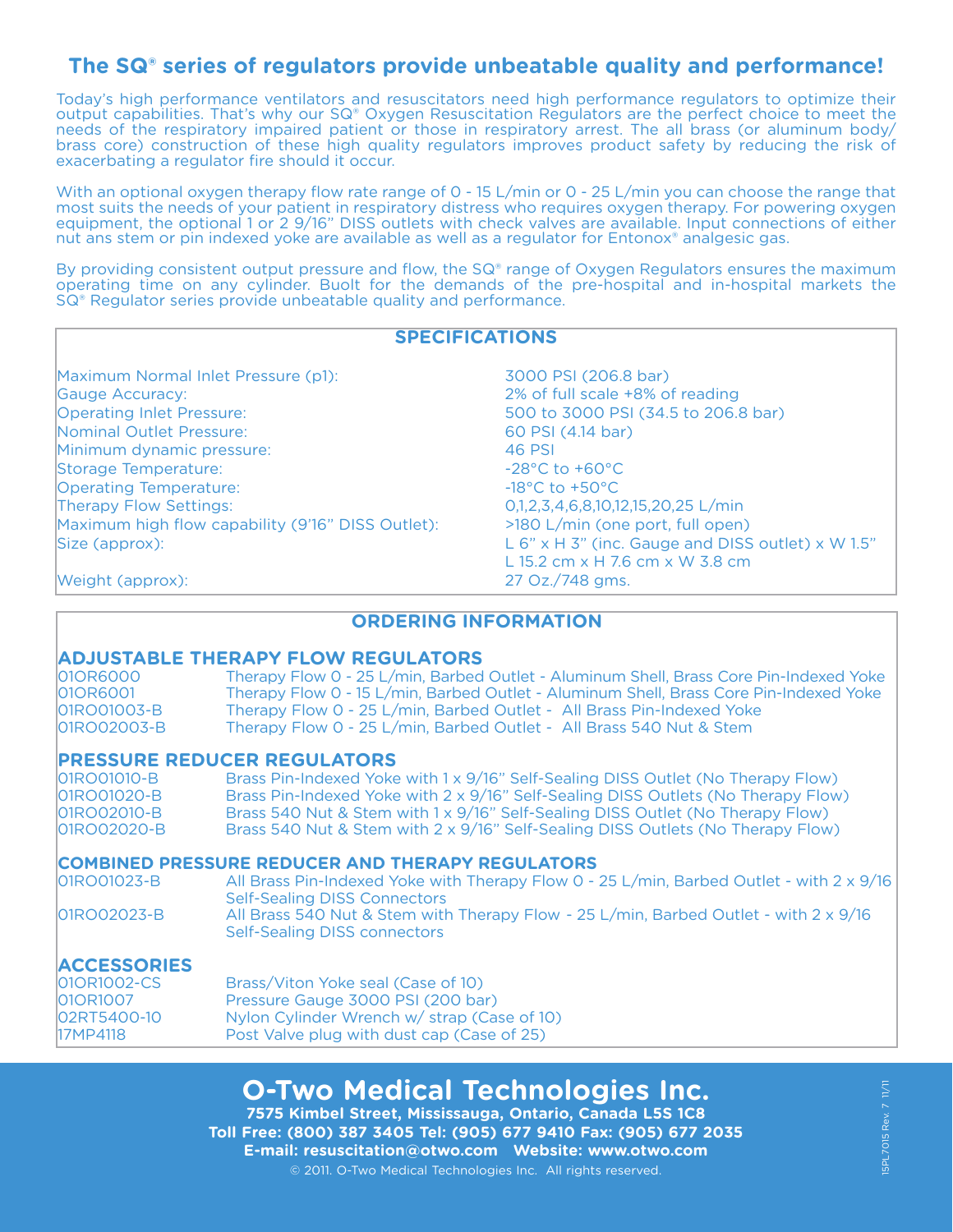## The SQ® series of regulators provide unbeatable quality and performance!

Today's high performance ventilators and resuscitators need high performance regulators to optimize their output capabilities. That's why our SQ® Oxygen Resuscitation Regulators are the perfect choice to meet the needs of the respiratory impaired patient or those in respiratory arrest. The all brass (or aluminum body/ brass core) construction of these high quality regulators improves product safety by reducing the risk of exacerbating a regulator fire should it occur.

With an optional oxygen therapy flow rate range of 0 - 15 L/min or 0 - 25 L/min you can choose the range that most suits the needs of your patient in respiratory distress who requires oxygen therapy. For powering oxygen equipment, the optional 1 or 2 9/16" DISS outlets with check valves are available. Input connections of either nut ans stem or pin indexed yoke are available as well as a regulator for Entonox® analgesic gas.

By providing consistent output pressure and flow, the SQ® range of Oxygen Regulators ensures the maximum operating time on any cylinder. Buolt for the demands of the pre-hospital and in-hospital markets the SQ® Regulator series provide unbeatable quality and performance.

### SPECIFICATIONS

| | |
|---|---|
| Maximum Normal Inlet Pressure (p1): | 3000 PSI (206.8 bar) |
| Gauge Accuracy: | 2% of full scale +8% of reading |
| Operating Inlet Pressure: | 500 to 3000 PSI (34.5 to 206.8 bar) |
| Nominal Outlet Pressure: | 60 PSI (4.14 bar) |
| Minimum dynamic pressure: | 46 PSI |
| Storage Temperature: | -28°C to +60°C |
| Operating Temperature: | -18°C to +50°C |
| Therapy Flow Settings: | 0,1,2,3,4,6,8,10,12,15,20,25 L/min |
| Maximum high flow capability (9'16" DISS Outlet): | >180 L/min (one port, full open) |
| Size (approx): | L 6" x H 3" (inc. Gauge and DISS outlet) x W 1.5"<br>L 15.2 cm x H 7.6 cm x W 3.8 cm |
| Weight (approx): | 27 Oz./748 gms. |

### ORDERING INFORMATION

#### ADJUSTABLE THERAPY FLOW REGULATORS

| | |
|---|---|
| 01OR6000 | Therapy Flow 0 - 25 L/min, Barbed Outlet - Aluminum Shell, Brass Core Pin-Indexed Yoke |
| 01OR6001 | Therapy Flow 0 - 15 L/min, Barbed Outlet - Aluminum Shell, Brass Core Pin-Indexed Yoke |
| 01RO01003-B | Therapy Flow 0 - 25 L/min, Barbed Outlet - All Brass Pin-Indexed Yoke |
| 01RO02003-B | Therapy Flow 0 - 25 L/min, Barbed Outlet - All Brass 540 Nut & Stem |

#### PRESSURE REDUCER REGULATORS

| | |
|---|---|
| 01RO01010-B | Brass Pin-Indexed Yoke with 1 x 9/16" Self-Sealing DISS Outlet (No Therapy Flow) |
| 01RO01020-B | Brass Pin-Indexed Yoke with 2 x 9/16" Self-Sealing DISS Outlets (No Therapy Flow) |
| 01RO02010-B | Brass 540 Nut & Stem with 1 x 9/16" Self-Sealing DISS Outlet (No Therapy Flow) |
| 01RO02020-B | Brass 540 Nut & Stem with 2 x 9/16" Self-Sealing DISS Outlets (No Therapy Flow) |

#### COMBINED PRESSURE REDUCER AND THERAPY REGULATORS

| | |
|---|---|
| 01RO01023-B | All Brass Pin-Indexed Yoke with Therapy Flow 0 - 25 L/min, Barbed Outlet - with 2 x 9/16 Self-Sealing DISS Connectors |
| 01RO02023-B | All Brass 540 Nut & Stem with Therapy Flow - 25 L/min, Barbed Outlet - with 2 x 9/16 Self-Sealing DISS connectors |

#### ACCESSORIES

| | |
|---|---|
| 01OR1002-CS | Brass/Viton Yoke seal (Case of 10) |
| 01OR1007 | Pressure Gauge 3000 PSI (200 bar) |
| 02RT5400-10 | Nylon Cylinder Wrench w/ strap (Case of 10) |
| 17MP4118 | Post Valve plug with dust cap (Case of 25) |

## O-Two Medical Technologies Inc.

**7575 Kimbel Street, Mississauga, Ontario, Canada L5S 1C8**
**Toll Free: (800) 387 3405 Tel: (905) 677 9410 Fax: (905) 677 2035**
**E-mail: resuscitation@otwo.com Website: www.otwo.com**

© 2011. O-Two Medical Technologies Inc. All rights reserved.

15PL7015 Rev. 7 11/11